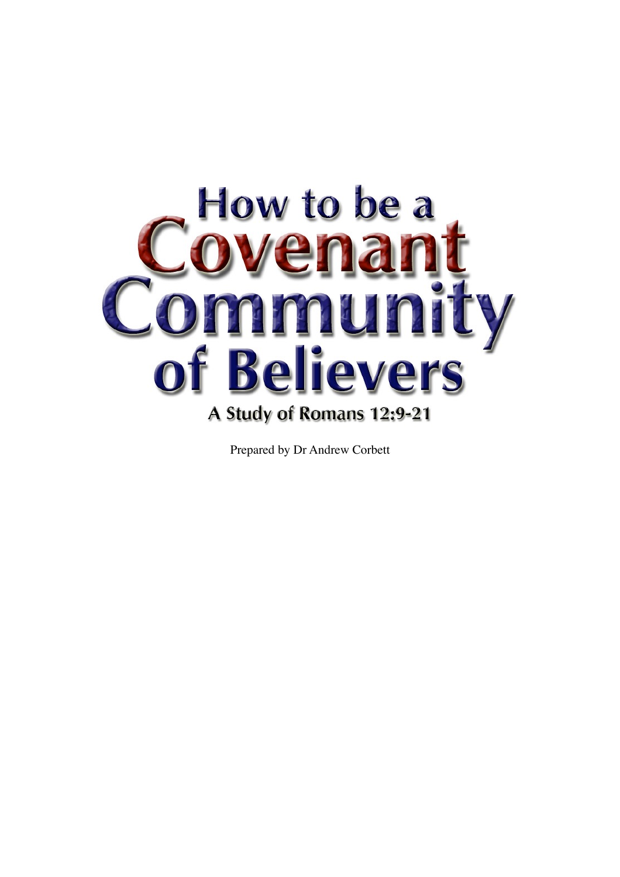# How to be a Covenant Community of Believers

## A Study of Romans 12:9-21

Prepared by Dr Andrew Corbett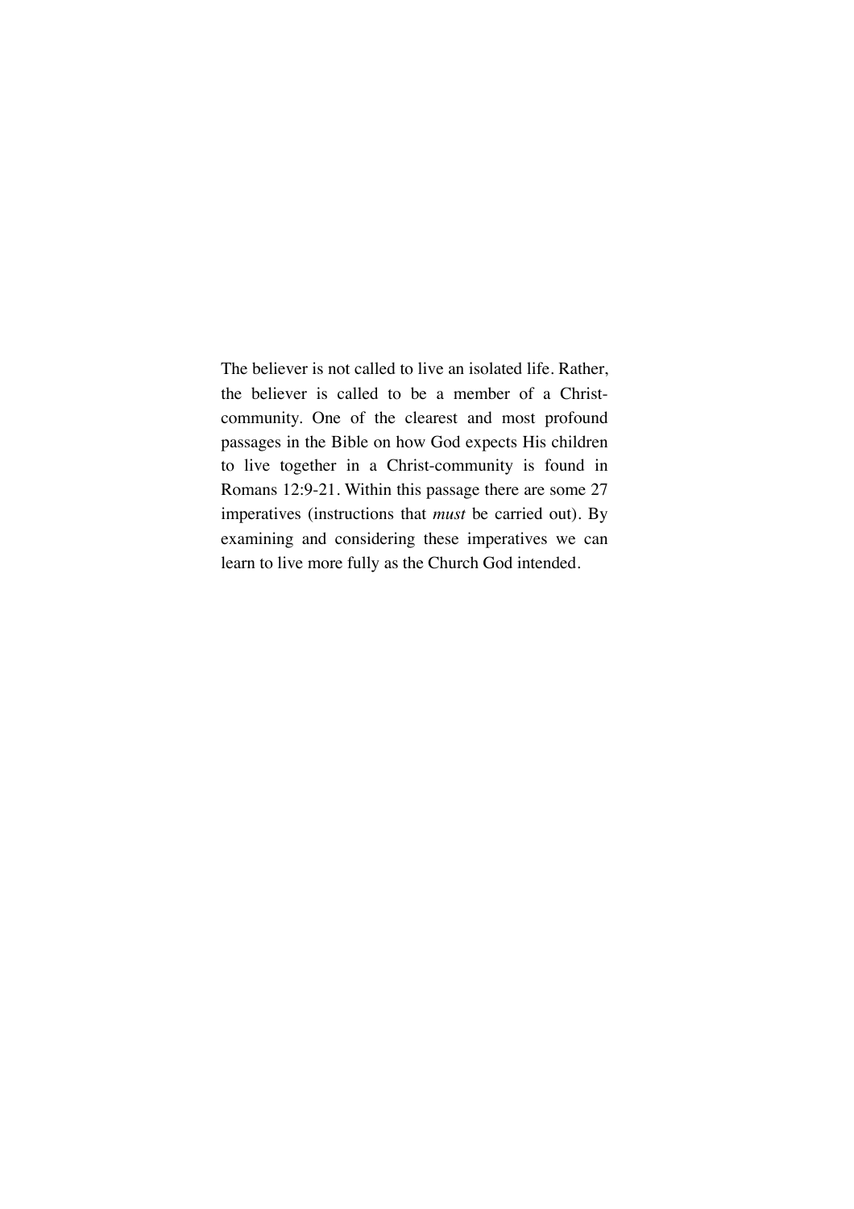The believer is not called to live an isolated life. Rather, the believer is called to be a member of a Christ-community. One of the clearest and most profound passages in the Bible on how God expects His children to live together in a Christ-community is found in Romans 12:9-21. Within this passage there are some 27 imperatives (instructions that *must* be carried out). By examining and considering these imperatives we can learn to live more fully as the Church God intended.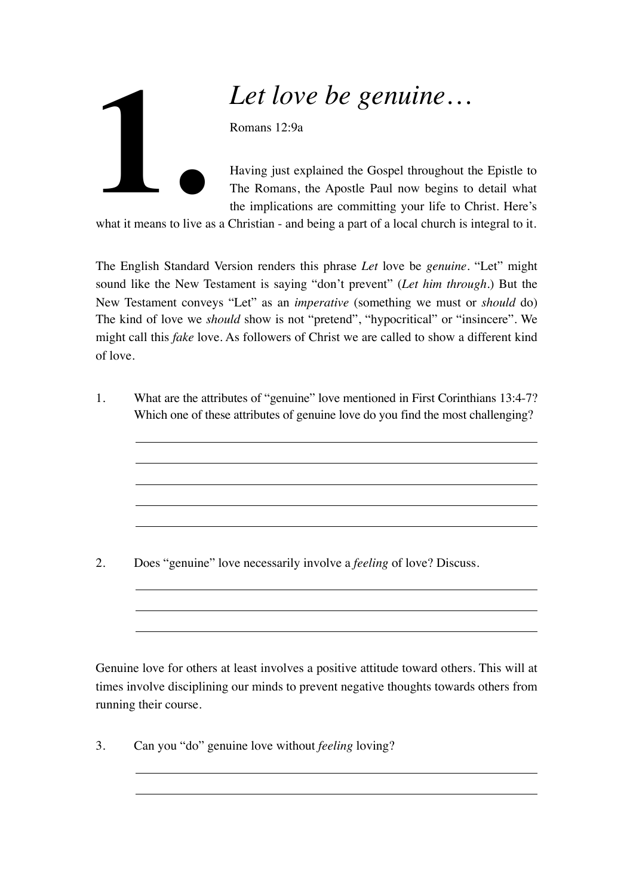# 1. *Let love be genuine…*

Romans 12:9a

Having just explained the Gospel throughout the Epistle to The Romans, the Apostle Paul now begins to detail what the implications are committing your life to Christ. Here's what it means to live as a Christian - and being a part of a local church is integral to it.

The English Standard Version renders this phrase *Let* love be *genuine*. "Let" might sound like the New Testament is saying "don't prevent" (*Let him through*.) But the New Testament conveys "Let" as an *imperative* (something we must or *should* do) The kind of love we *should* show is not "pretend", "hypocritical" or "insincere". We might call this *fake* love. As followers of Christ we are called to show a different kind of love.

1. What are the attributes of "genuine" love mentioned in First Corinthians 13:4-7? Which one of these attributes of genuine love do you find the most challenging?

2. Does "genuine" love necessarily involve a *feeling* of love? Discuss.

Genuine love for others at least involves a positive attitude toward others. This will at times involve disciplining our minds to prevent negative thoughts towards others from running their course.

3. Can you "do" genuine love without *feeling* loving?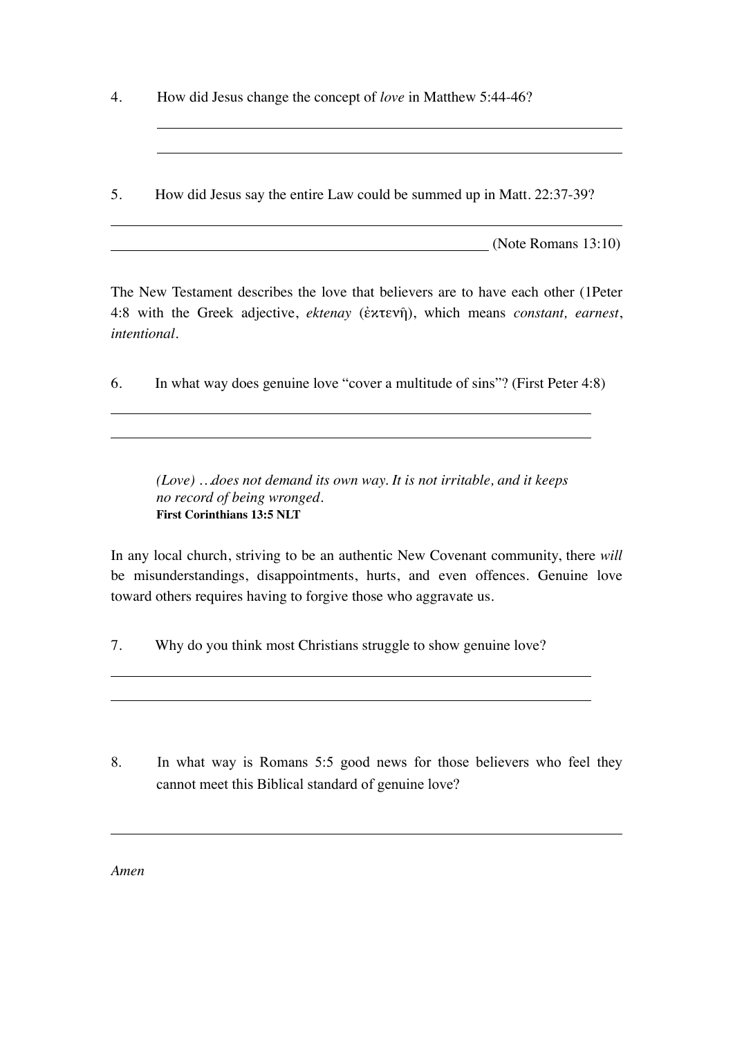4. How did Jesus change the concept of *love* in Matthew 5:44-46?

\_\_\_\_\_\_\_\_\_\_\_\_\_\_\_\_\_\_\_\_\_\_\_\_\_\_\_\_\_\_\_\_\_\_\_\_\_\_\_\_\_\_\_\_\_\_\_\_\_\_\_\_\_\_\_\_\_\_\_\_

\_\_\_\_\_\_\_\_\_\_\_\_\_\_\_\_\_\_\_\_\_\_\_\_\_\_\_\_\_\_\_\_\_\_\_\_\_\_\_\_\_\_\_\_\_\_\_\_\_\_\_\_\_\_\_\_\_\_\_\_

5. How did Jesus say the entire Law could be summed up in Matt. 22:37-39?

\_\_\_\_\_\_\_\_\_\_\_\_\_\_\_\_\_\_\_\_\_\_\_\_\_\_\_\_\_\_\_\_\_\_\_\_\_\_\_\_\_\_\_\_\_\_\_\_\_\_\_\_\_\_\_\_\_\_\_\_\_\_\_\_\_\_

\_\_\_\_\_\_\_\_\_\_\_\_\_\_\_\_\_\_\_\_\_\_\_\_\_\_\_\_\_\_\_\_\_\_\_\_\_\_\_\_\_\_\_\_\_\_\_\_\_\_ (Note Romans 13:10)

The New Testament describes the love that believers are to have each other (1Peter 4:8 with the Greek adjective, *ektenay* (ἐκτενῆ), which means *constant, earnest*, *intentional*.

6. In what way does genuine love "cover a multitude of sins"? (First Peter 4:8)

\_\_\_\_\_\_\_\_\_\_\_\_\_\_\_\_\_\_\_\_\_\_\_\_\_\_\_\_\_\_\_\_\_\_\_\_\_\_\_\_\_\_\_\_\_\_\_\_\_\_\_\_\_\_\_\_\_\_\_\_\_\_

\_\_\_\_\_\_\_\_\_\_\_\_\_\_\_\_\_\_\_\_\_\_\_\_\_\_\_\_\_\_\_\_\_\_\_\_\_\_\_\_\_\_\_\_\_\_\_\_\_\_\_\_\_\_\_\_\_\_\_\_\_\_

> *(Love) …does not demand its own way. It is not irritable, and it keeps no record of being wronged.*
> **First Corinthians 13:5 NLT**

In any local church, striving to be an authentic New Covenant community, there *will* be misunderstandings, disappointments, hurts, and even offences. Genuine love toward others requires having to forgive those who aggravate us.

7. Why do you think most Christians struggle to show genuine love?

\_\_\_\_\_\_\_\_\_\_\_\_\_\_\_\_\_\_\_\_\_\_\_\_\_\_\_\_\_\_\_\_\_\_\_\_\_\_\_\_\_\_\_\_\_\_\_\_\_\_\_\_\_\_\_\_\_\_\_\_\_\_

\_\_\_\_\_\_\_\_\_\_\_\_\_\_\_\_\_\_\_\_\_\_\_\_\_\_\_\_\_\_\_\_\_\_\_\_\_\_\_\_\_\_\_\_\_\_\_\_\_\_\_\_\_\_\_\_\_\_\_\_\_\_

8. In what way is Romans 5:5 good news for those believers who feel they cannot meet this Biblical standard of genuine love?

\_\_\_\_\_\_\_\_\_\_\_\_\_\_\_\_\_\_\_\_\_\_\_\_\_\_\_\_\_\_\_\_\_\_\_\_\_\_\_\_\_\_\_\_\_\_\_\_\_\_\_\_\_\_\_\_\_\_\_\_\_\_\_\_\_\_

*Amen*